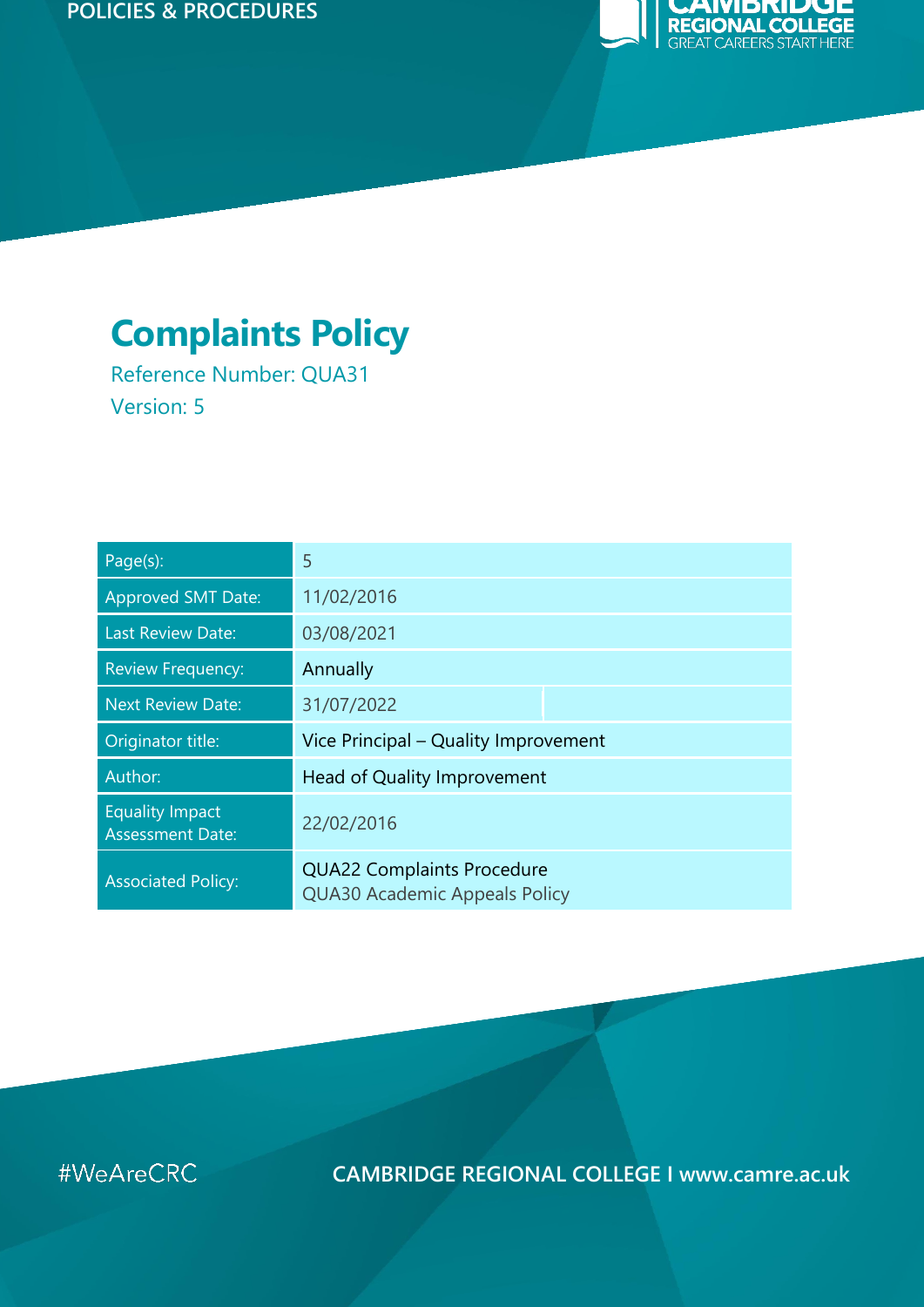POLICIES & PROCEDURES

CAMBRIDGE REGIONAL COLLEGE
GREAT CAREERS START HERE

# Complaints Policy

Reference Number: QUA31
Version: 5

| | |
|---|---|
| Page(s): | 5 |
| Approved SMT Date: | 11/02/2016 |
| Last Review Date: | 03/08/2021 |
| Review Frequency: | Annually |
| Next Review Date: | 31/07/2022 |
| Originator title: | Vice Principal – Quality Improvement |
| Author: | Head of Quality Improvement |
| Equality Impact Assessment Date: | 22/02/2016 |
| Associated Policy: | QUA22 Complaints Procedure<br>QUA30 Academic Appeals Policy |

#WeAreCRC

CAMBRIDGE REGIONAL COLLEGE I www.camre.ac.uk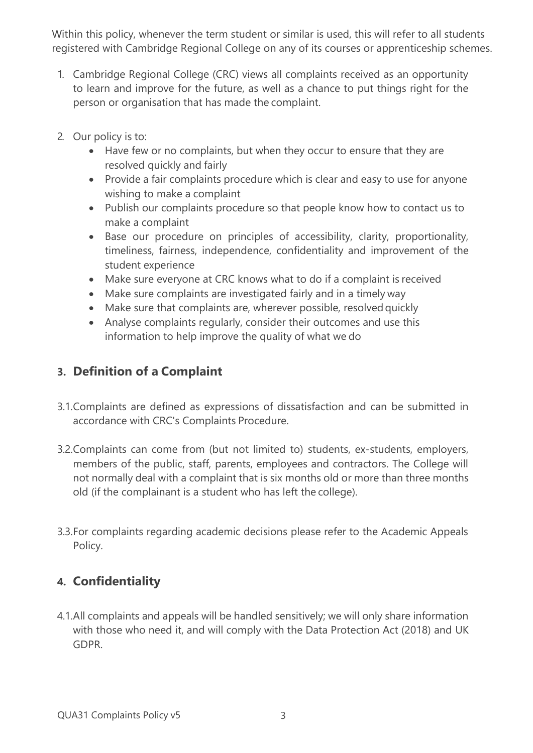Within this policy, whenever the term student or similar is used, this will refer to all students registered with Cambridge Regional College on any of its courses or apprenticeship schemes.

1. Cambridge Regional College (CRC) views all complaints received as an opportunity to learn and improve for the future, as well as a chance to put things right for the person or organisation that has made the complaint.

2. Our policy is to:
   - Have few or no complaints, but when they occur to ensure that they are resolved quickly and fairly
   - Provide a fair complaints procedure which is clear and easy to use for anyone wishing to make a complaint
   - Publish our complaints procedure so that people know how to contact us to make a complaint
   - Base our procedure on principles of accessibility, clarity, proportionality, timeliness, fairness, independence, confidentiality and improvement of the student experience
   - Make sure everyone at CRC knows what to do if a complaint is received
   - Make sure complaints are investigated fairly and in a timely way
   - Make sure that complaints are, wherever possible, resolved quickly
   - Analyse complaints regularly, consider their outcomes and use this information to help improve the quality of what we do

## 3. Definition of a Complaint

3.1. Complaints are defined as expressions of dissatisfaction and can be submitted in accordance with CRC's Complaints Procedure.

3.2. Complaints can come from (but not limited to) students, ex-students, employers, members of the public, staff, parents, employees and contractors. The College will not normally deal with a complaint that is six months old or more than three months old (if the complainant is a student who has left the college).

3.3. For complaints regarding academic decisions please refer to the Academic Appeals Policy.

## 4. Confidentiality

4.1. All complaints and appeals will be handled sensitively; we will only share information with those who need it, and will comply with the Data Protection Act (2018) and UK GDPR.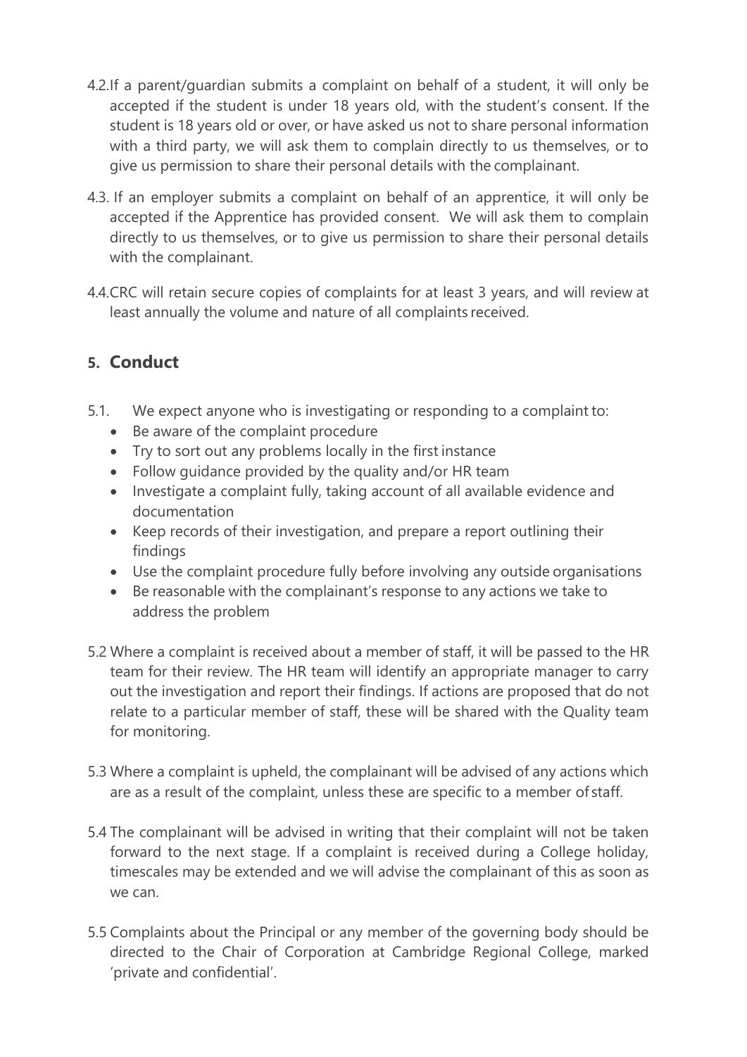4.2. If a parent/guardian submits a complaint on behalf of a student, it will only be accepted if the student is under 18 years old, with the student's consent. If the student is 18 years old or over, or have asked us not to share personal information with a third party, we will ask them to complain directly to us themselves, or to give us permission to share their personal details with the complainant.

4.3. If an employer submits a complaint on behalf of an apprentice, it will only be accepted if the Apprentice has provided consent. We will ask them to complain directly to us themselves, or to give us permission to share their personal details with the complainant.

4.4. CRC will retain secure copies of complaints for at least 3 years, and will review at least annually the volume and nature of all complaints received.

## 5. Conduct

5.1. We expect anyone who is investigating or responding to a complaint to:

- Be aware of the complaint procedure
- Try to sort out any problems locally in the first instance
- Follow guidance provided by the quality and/or HR team
- Investigate a complaint fully, taking account of all available evidence and documentation
- Keep records of their investigation, and prepare a report outlining their findings
- Use the complaint procedure fully before involving any outside organisations
- Be reasonable with the complainant's response to any actions we take to address the problem

5.2 Where a complaint is received about a member of staff, it will be passed to the HR team for their review. The HR team will identify an appropriate manager to carry out the investigation and report their findings. If actions are proposed that do not relate to a particular member of staff, these will be shared with the Quality team for monitoring.

5.3 Where a complaint is upheld, the complainant will be advised of any actions which are as a result of the complaint, unless these are specific to a member of staff.

5.4 The complainant will be advised in writing that their complaint will not be taken forward to the next stage. If a complaint is received during a College holiday, timescales may be extended and we will advise the complainant of this as soon as we can.

5.5 Complaints about the Principal or any member of the governing body should be directed to the Chair of Corporation at Cambridge Regional College, marked 'private and confidential'.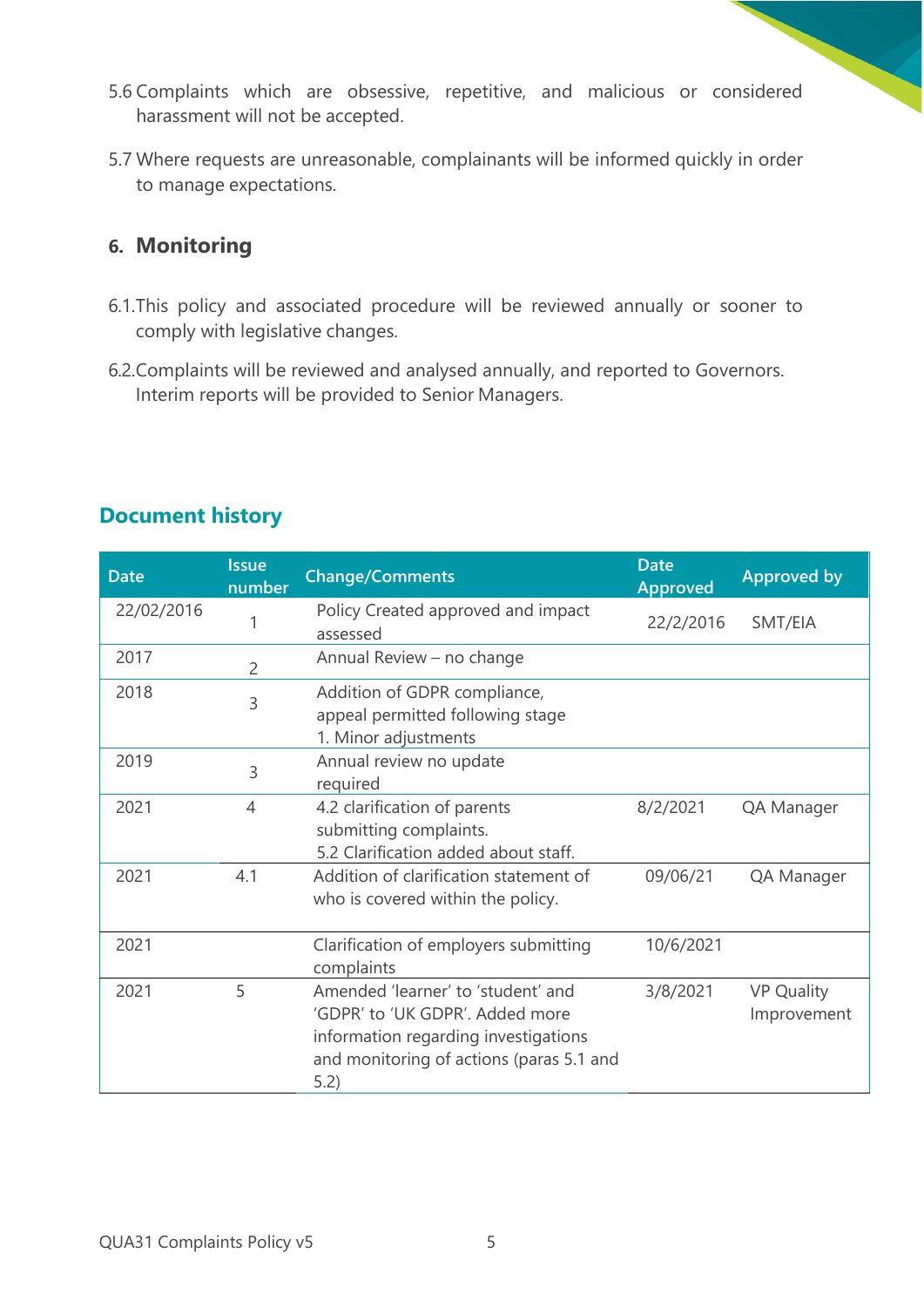5.6 Complaints which are obsessive, repetitive, and malicious or considered harassment will not be accepted.

5.7 Where requests are unreasonable, complainants will be informed quickly in order to manage expectations.

## 6. Monitoring

6.1. This policy and associated procedure will be reviewed annually or sooner to comply with legislative changes.

6.2. Complaints will be reviewed and analysed annually, and reported to Governors. Interim reports will be provided to Senior Managers.

## Document history

| Date | Issue number | Change/Comments | Date Approved | Approved by |
|---|---|---|---|---|
| 22/02/2016 | 1 | Policy Created approved and impact assessed | 22/2/2016 | SMT/EIA |
| 2017 | 2 | Annual Review – no change | | |
| 2018 | 3 | Addition of GDPR compliance, appeal permitted following stage 1. Minor adjustments | | |
| 2019 | 3 | Annual review no update required | | |
| 2021 | 4 | 4.2 clarification of parents submitting complaints. 5.2 Clarification added about staff. | 8/2/2021 | QA Manager |
| 2021 | 4.1 | Addition of clarification statement of who is covered within the policy. | 09/06/21 | QA Manager |
| 2021 | | Clarification of employers submitting complaints | 10/6/2021 | |
| 2021 | 5 | Amended 'learner' to 'student' and 'GDPR' to 'UK GDPR'. Added more information regarding investigations and monitoring of actions (paras 5.1 and 5.2) | 3/8/2021 | VP Quality Improvement |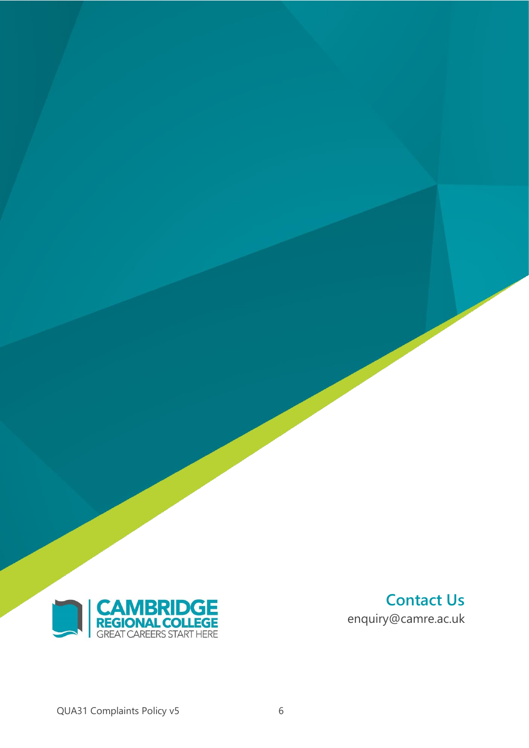CAMBRIDGE REGIONAL COLLEGE
GREAT CAREERS START HERE

## Contact Us

enquiry@camre.ac.uk